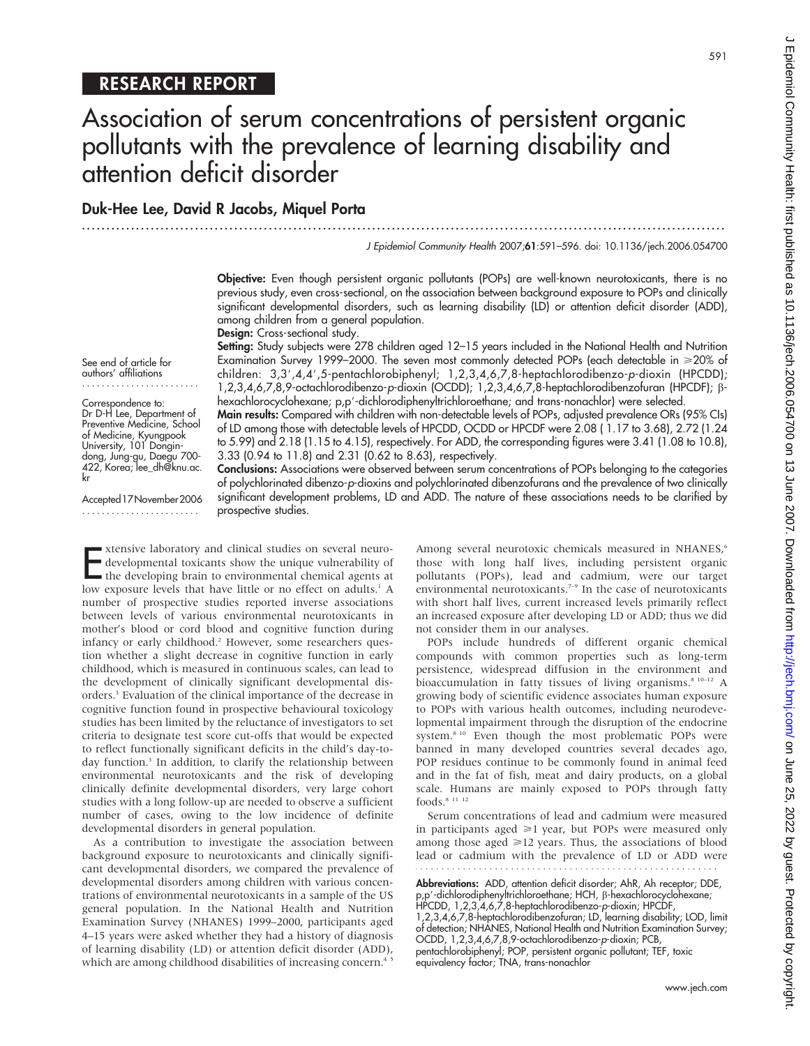# RESEARCH REPORT

# Association of serum concentrations of persistent organic pollutants with the prevalence of learning disability and attention deficit disorder

**Duk-Hee Lee, David R Jacobs, Miquel Porta**

See end of article for authors' affiliations

Correspondence to: Dr D-H Lee, Department of Preventive Medicine, School of Medicine, Kyungpook University, 101 Dongin-dong, Jung-gu, Daegu 700-422, Korea; lee_dh@knu.ac.kr

Accepted 17 November 2006

**Objective:** Even though persistent organic pollutants (POPs) are well-known neurotoxicants, there is no previous study, even cross-sectional, on the association between background exposure to POPs and clinically significant developmental disorders, such as learning disability (LD) or attention deficit disorder (ADD), among children from a general population.

**Design:** Cross-sectional study.

**Setting:** Study subjects were 278 children aged 12–15 years included in the National Health and Nutrition Examination Survey 1999–2000. The seven most commonly detected POPs (each detectable in ⩾20% of children: 3,3′,4,4′,5-pentachlorobiphenyl; 1,2,3,4,6,7,8-heptachlorodibenzo-*p*-dioxin (HPCDD); 1,2,3,4,6,7,8,9-octachlorodibenzo-*p*-dioxin (OCDD); 1,2,3,4,6,7,8-heptachlorodibenzofuran (HPCDF); β-hexachlorocyclohexane; p,p′-dichlorodiphenyltrichloroethane; and trans-nonachlor) were selected.

**Main results:** Compared with children with non-detectable levels of POPs, adjusted prevalence ORs (95% CIs) of LD among those with detectable levels of HPCDD, OCDD or HPCDF were 2.08 (1.17 to 3.68), 2.72 (1.24 to 5.99) and 2.18 (1.15 to 4.15), respectively. For ADD, the corresponding figures were 3.41 (1.08 to 10.8), 3.33 (0.94 to 11.8) and 2.31 (0.62 to 8.63), respectively.

**Conclusions:** Associations were observed between serum concentrations of POPs belonging to the categories of polychlorinated dibenzo-*p*-dioxins and polychlorinated dibenzofurans and the prevalence of two clinically significant development problems, LD and ADD. The nature of these associations needs to be clarified by prospective studies.

Extensive laboratory and clinical studies on several neurodevelopmental toxicants show the unique vulnerability of the developing brain to environmental chemical agents at low exposure levels that have little or no effect on adults.[1] A number of prospective studies reported inverse associations between levels of various environmental neurotoxicants in mother's blood or cord blood and cognitive function during infancy or early childhood.[2] However, some researchers question whether a slight decrease in cognitive function in early childhood, which is measured in continuous scales, can lead to the development of clinically significant developmental disorders.[3] Evaluation of the clinical importance of the decrease in cognitive function found in prospective behavioural toxicology studies has been limited by the reluctance of investigators to set criteria to designate test score cut-offs that would be expected to reflect functionally significant deficits in the child's day-to-day function.[3] In addition, to clarify the relationship between environmental neurotoxicants and the risk of developing clinically definite developmental disorders, very large cohort studies with a long follow-up are needed to observe a sufficient number of cases, owing to the low incidence of definite developmental disorders in general population.

As a contribution to investigate the association between background exposure to neurotoxicants and clinically significant developmental disorders, we compared the prevalence of developmental disorders among children with various concentrations of environmental neurotoxicants in a sample of the US general population. In the National Health and Nutrition Examination Survey (NHANES) 1999–2000, participants aged 4–15 years were asked whether they had a history of diagnosis of learning disability (LD) or attention deficit disorder (ADD), which are among childhood disabilities of increasing concern.[4,5]

Among several neurotoxic chemicals measured in NHANES,[6] those with long half lives, including persistent organic pollutants (POPs), lead and cadmium, were our target environmental neurotoxicants.[7–9] In the case of neurotoxicants with short half lives, current increased levels primarily reflect an increased exposure after developing LD or ADD; thus we did not consider them in our analyses.

POPs include hundreds of different organic chemical compounds with common properties such as long-term persistence, widespread diffusion in the environment and bioaccumulation in fatty tissues of living organisms.[8,10–12] A growing body of scientific evidence associates human exposure to POPs with various health outcomes, including neurodevelopmental impairment through the disruption of the endocrine system.[8,10] Even though the most problematic POPs were banned in many developed countries several decades ago, POP residues continue to be commonly found in animal feed and in the fat of fish, meat and dairy products, on a global scale. Humans are mainly exposed to POPs through fatty foods.[8,11,12]

Serum concentrations of lead and cadmium were measured in participants aged ⩾1 year, but POPs were measured only among those aged ⩾12 years. Thus, the associations of blood lead or cadmium with the prevalence of LD or ADD were

**Abbreviations:** ADD, attention deficit disorder; AhR, Ah receptor; DDE, p,p′-dichlorodiphenyltrichloroethane; HCH, β-hexachlorocyclohexane; HPCDD, 1,2,3,4,6,7,8-heptachlorodibenzo-*p*-dioxin; HPCDF, 1,2,3,4,6,7,8-heptachlorodibenzofuran; LD, learning disability; LOD, limit of detection; NHANES, National Health and Nutrition Examination Survey; OCDD, 1,2,3,4,6,7,8,9-octachlorodibenzo-*p*-dioxin; PCB, pentachlorobiphenyl; POP, persistent organic pollutant; TEF, toxic equivalency factor; TNA, trans-nonachlor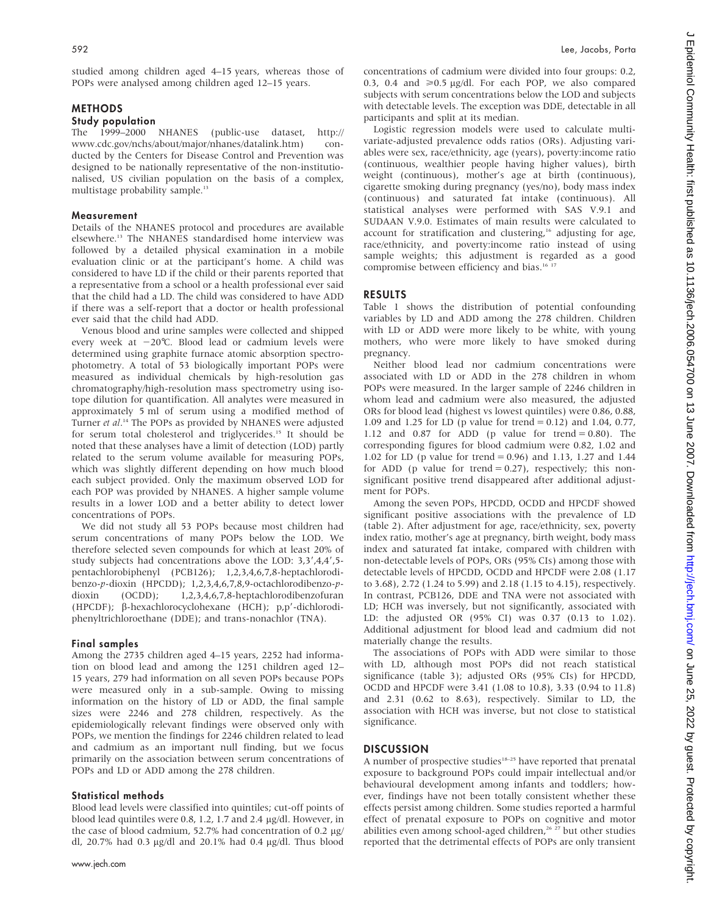studied among children aged 4–15 years, whereas those of POPs were analysed among children aged 12–15 years.

## METHODS

### Study population

The 1999–2000 NHANES (public-use dataset, http://www.cdc.gov/nchs/about/major/nhanes/datalink.htm) conducted by the Centers for Disease Control and Prevention was designed to be nationally representative of the non-institutionalised, US civilian population on the basis of a complex, multistage probability sample.[13]

### Measurement

Details of the NHANES protocol and procedures are available elsewhere.[13] The NHANES standardised home interview was followed by a detailed physical examination in a mobile evaluation clinic or at the participant's home. A child was considered to have LD if the child or their parents reported that a representative from a school or a health professional ever said that the child had a LD. The child was considered to have ADD if there was a self-report that a doctor or health professional ever said that the child had ADD.

Venous blood and urine samples were collected and shipped every week at −20°C. Blood lead or cadmium levels were determined using graphite furnace atomic absorption spectrophotometry. A total of 53 biologically important POPs were measured as individual chemicals by high-resolution gas chromatography/high-resolution mass spectrometry using isotope dilution for quantification. All analytes were measured in approximately 5 ml of serum using a modified method of Turner *et al*.[14] The POPs as provided by NHANES were adjusted for serum total cholesterol and triglycerides.[15] It should be noted that these analyses have a limit of detection (LOD) partly related to the serum volume available for measuring POPs, which was slightly different depending on how much blood each subject provided. Only the maximum observed LOD for each POP was provided by NHANES. A higher sample volume results in a lower LOD and a better ability to detect lower concentrations of POPs.

We did not study all 53 POPs because most children had serum concentrations of many POPs below the LOD. We therefore selected seven compounds for which at least 20% of study subjects had concentrations above the LOD: 3,3′,4,4′,5-pentachlorobiphenyl (PCB126); 1,2,3,4,6,7,8-heptachlorodibenzo-*p*-dioxin (HPCDD); 1,2,3,4,6,7,8,9-octachlorodibenzo-*p*-dioxin (OCDD); 1,2,3,4,6,7,8-heptachlorodibenzofuran (HPCDF); β-hexachlorocyclohexane (HCH); p,p′-dichlorodiphenyltrichloroethane (DDE); and trans-nonachlor (TNA).

### Final samples

Among the 2735 children aged 4–15 years, 2252 had information on blood lead and among the 1251 children aged 12–15 years, 279 had information on all seven POPs because POPs were measured only in a sub-sample. Owing to missing information on the history of LD or ADD, the final sample sizes were 2246 and 278 children, respectively. As the epidemiologically relevant findings were observed only with POPs, we mention the findings for 2246 children related to lead and cadmium as an important null finding, but we focus primarily on the association between serum concentrations of POPs and LD or ADD among the 278 children.

### Statistical methods

Blood lead levels were classified into quintiles; cut-off points of blood lead quintiles were 0.8, 1.2, 1.7 and 2.4 μg/dl. However, in the case of blood cadmium, 52.7% had concentration of 0.2 μg/dl, 20.7% had 0.3 μg/dl and 20.1% had 0.4 μg/dl. Thus blood concentrations of cadmium were divided into four groups: 0.2, 0.3, 0.4 and ⩾0.5 μg/dl. For each POP, we also compared subjects with serum concentrations below the LOD and subjects with detectable levels. The exception was DDE, detectable in all participants and split at its median.

Logistic regression models were used to calculate multivariate-adjusted prevalence odds ratios (ORs). Adjusting variables were sex, race/ethnicity, age (years), poverty:income ratio (continuous, wealthier people having higher values), birth weight (continuous), mother's age at birth (continuous), cigarette smoking during pregnancy (yes/no), body mass index (continuous) and saturated fat intake (continuous). All statistical analyses were performed with SAS V.9.1 and SUDAAN V.9.0. Estimates of main results were calculated to account for stratification and clustering,[16] adjusting for age, race/ethnicity, and poverty:income ratio instead of using sample weights; this adjustment is regarded as a good compromise between efficiency and bias.[16,17]

## RESULTS

Table 1 shows the distribution of potential confounding variables by LD and ADD among the 278 children. Children with LD or ADD were more likely to be white, with young mothers, who were more likely to have smoked during pregnancy.

Neither blood lead nor cadmium concentrations were associated with LD or ADD in the 278 children in whom POPs were measured. In the larger sample of 2246 children in whom lead and cadmium were also measured, the adjusted ORs for blood lead (highest vs lowest quintiles) were 0.86, 0.88, 1.09 and 1.25 for LD (p value for trend = 0.12) and 1.04, 0.77, 1.12 and 0.87 for ADD (p value for trend = 0.80). The corresponding figures for blood cadmium were 0.82, 1.02 and 1.02 for LD (p value for trend = 0.96) and 1.13, 1.27 and 1.44 for ADD (p value for trend = 0.27), respectively; this non-significant positive trend disappeared after additional adjustment for POPs.

Among the seven POPs, HPCDD, OCDD and HPCDF showed significant positive associations with the prevalence of LD (table 2). After adjustment for age, race/ethnicity, sex, poverty index ratio, mother's age at pregnancy, birth weight, body mass index and saturated fat intake, compared with children with non-detectable levels of POPs, ORs (95% CIs) among those with detectable levels of HPCDD, OCDD and HPCDF were 2.08 (1.17 to 3.68), 2.72 (1.24 to 5.99) and 2.18 (1.15 to 4.15), respectively. In contrast, PCB126, DDE and TNA were not associated with LD; HCH was inversely, but not significantly, associated with LD: the adjusted OR (95% CI) was 0.37 (0.13 to 1.02). Additional adjustment for blood lead and cadmium did not materially change the results.

The associations of POPs with ADD were similar to those with LD, although most POPs did not reach statistical significance (table 3); adjusted ORs (95% CIs) for HPCDD, OCDD and HPCDF were 3.41 (1.08 to 10.8), 3.33 (0.94 to 11.8) and 2.31 (0.62 to 8.63), respectively. Similar to LD, the association with HCH was inverse, but not close to statistical significance.

## DISCUSSION

A number of prospective studies[18–25] have reported that prenatal exposure to background POPs could impair intellectual and/or behavioural development among infants and toddlers; however, findings have not been totally consistent whether these effects persist among children. Some studies reported a harmful effect of prenatal exposure to POPs on cognitive and motor abilities even among school-aged children,[26,27] but other studies reported that the detrimental effects of POPs are only transient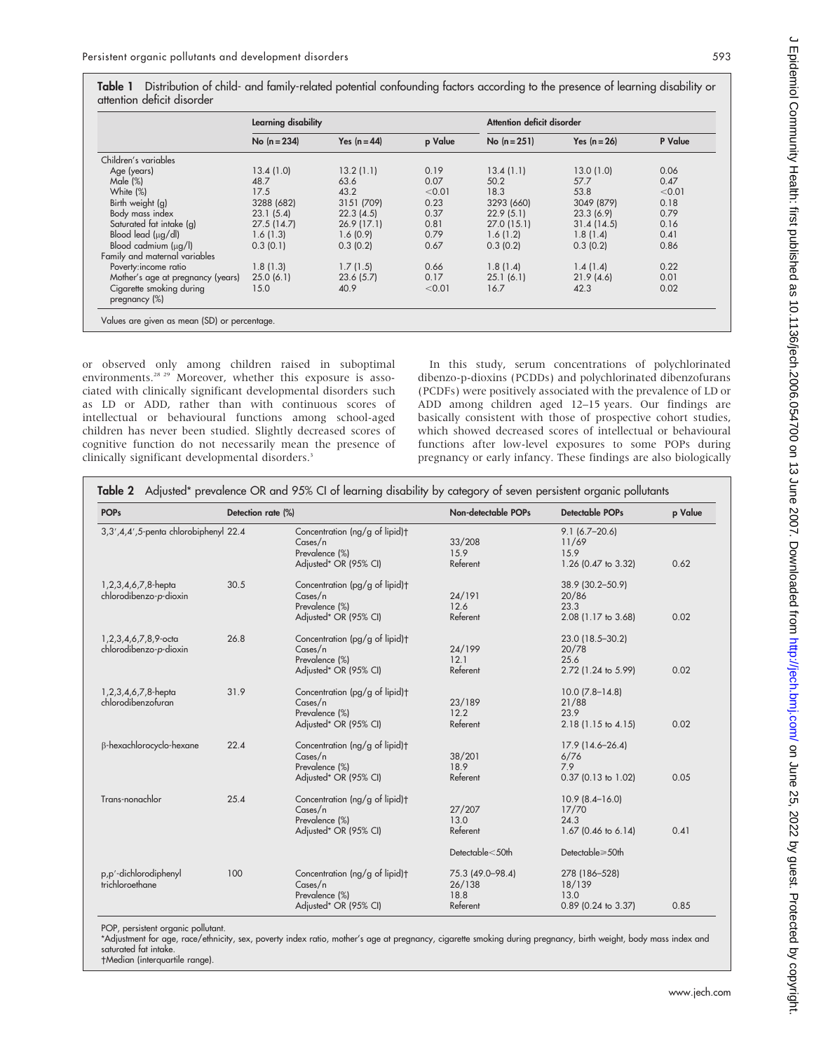**Table 1** Distribution of child- and family-related potential confounding factors according to the presence of learning disability or attention deficit disorder

| | Learning disability | | | Attention deficit disorder | | |
|---|---|---|---|---|---|---|
| | No (n = 234) | Yes (n = 44) | p Value | No (n = 251) | Yes (n = 26) | P Value |
| Children's variables | | | | | | |
| Age (years) | 13.4 (1.0) | 13.2 (1.1) | 0.19 | 13.4 (1.1) | 13.0 (1.0) | 0.06 |
| Male (%) | 48.7 | 63.6 | 0.07 | 50.2 | 57.7 | 0.47 |
| White (%) | 17.5 | 43.2 | <0.01 | 18.3 | 53.8 | <0.01 |
| Birth weight (g) | 3288 (682) | 3151 (709) | 0.23 | 3293 (660) | 3049 (879) | 0.18 |
| Body mass index | 23.1 (5.4) | 22.3 (4.5) | 0.37 | 22.9 (5.1) | 23.3 (6.9) | 0.79 |
| Saturated fat intake (g) | 27.5 (14.7) | 26.9 (17.1) | 0.81 | 27.0 (15.1) | 31.4 (14.5) | 0.16 |
| Blood lead (μg/dl) | 1.6 (1.3) | 1.6 (0.9) | 0.79 | 1.6 (1.2) | 1.8 (1.4) | 0.41 |
| Blood cadmium (μg/l) | 0.3 (0.1) | 0.3 (0.2) | 0.67 | 0.3 (0.2) | 0.3 (0.2) | 0.86 |
| Family and maternal variables | | | | | | |
| Poverty:income ratio | 1.8 (1.3) | 1.7 (1.5) | 0.66 | 1.8 (1.4) | 1.4 (1.4) | 0.22 |
| Mother's age at pregnancy (years) | 25.0 (6.1) | 23.6 (5.7) | 0.17 | 25.1 (6.1) | 21.9 (4.6) | 0.01 |
| Cigarette smoking during pregnancy (%) | 15.0 | 40.9 | <0.01 | 16.7 | 42.3 | 0.02 |

Values are given as mean (SD) or percentage.

or observed only among children raised in suboptimal environments.[28 29] Moreover, whether this exposure is associated with clinically significant developmental disorders such as LD or ADD, rather than with continuous scores of intellectual or behavioural functions among school-aged children has never been studied. Slightly decreased scores of cognitive function do not necessarily mean the presence of clinically significant developmental disorders.[3]

In this study, serum concentrations of polychlorinated dibenzo-p-dioxins (PCDDs) and polychlorinated dibenzofurans (PCDFs) were positively associated with the prevalence of LD or ADD among children aged 12–15 years. Our findings are basically consistent with those of prospective cohort studies, which showed decreased scores of intellectual or behavioural functions after low-level exposures to some POPs during pregnancy or early infancy. These findings are also biologically

**Table 2** Adjusted* prevalence OR and 95% CI of learning disability by category of seven persistent organic pollutants

| POPs | Detection rate (%) | | Non-detectable POPs | Detectable POPs | p Value |
|---|---|---|---|---|---|
| 3,3′,4,4′,5-penta chlorobiphenyl | 22.4 | Concentration (ng/g of lipid)† | | 9.1 (6.7–20.6) | |
| | | Cases/n | 33/208 | 11/69 | |
| | | Prevalence (%) | 15.9 | 15.9 | |
| | | Adjusted* OR (95% CI) | Referent | 1.26 (0.47 to 3.32) | 0.62 |
| 1,2,3,4,6,7,8-hepta chlorodibenzo-*p*-dioxin | 30.5 | Concentration (pg/g of lipid)† | | 38.9 (30.2–50.9) | |
| | | Cases/n | 24/191 | 20/86 | |
| | | Prevalence (%) | 12.6 | 23.3 | |
| | | Adjusted* OR (95% CI) | Referent | 2.08 (1.17 to 3.68) | 0.02 |
| 1,2,3,4,6,7,8,9-octa chlorodibenzo-*p*-dioxin | 26.8 | Concentration (pg/g of lipid)† | | 23.0 (18.5–30.2) | |
| | | Cases/n | 24/199 | 20/78 | |
| | | Prevalence (%) | 12.1 | 25.6 | |
| | | Adjusted* OR (95% CI) | Referent | 2.72 (1.24 to 5.99) | 0.02 |
| 1,2,3,4,6,7,8-hepta chlorodibenzofuran | 31.9 | Concentration (pg/g of lipid)† | | 10.0 (7.8–14.8) | |
| | | Cases/n | 23/189 | 21/88 | |
| | | Prevalence (%) | 12.2 | 23.9 | |
| | | Adjusted* OR (95% CI) | Referent | 2.18 (1.15 to 4.15) | 0.02 |
| β-hexachlorocyclo-hexane | 22.4 | Concentration (ng/g of lipid)† | | 17.9 (14.6–26.4) | |
| | | Cases/n | 38/201 | 6/76 | |
| | | Prevalence (%) | 18.9 | 7.9 | |
| | | Adjusted* OR (95% CI) | Referent | 0.37 (0.13 to 1.02) | 0.05 |
| Trans-nonachlor | 25.4 | Concentration (ng/g of lipid)† | | 10.9 (8.4–16.0) | |
| | | Cases/n | 27/207 | 17/70 | |
| | | Prevalence (%) | 13.0 | 24.3 | |
| | | Adjusted* OR (95% CI) | Referent | 1.67 (0.46 to 6.14) | 0.41 |
| | | | Detectable<50th | Detectable≥50th | |
| p,p′-dichlorodiphenyl trichloroethane | 100 | Concentration (ng/g of lipid)† | 75.3 (49.0–98.4) | 278 (186–528) | |
| | | Cases/n | 26/138 | 18/139 | |
| | | Prevalence (%) | 18.8 | 13.0 | |
| | | Adjusted* OR (95% CI) | Referent | 0.89 (0.24 to 3.37) | 0.85 |

POP, persistent organic pollutant.
*Adjustment for age, race/ethnicity, sex, poverty index ratio, mother's age at pregnancy, cigarette smoking during pregnancy, birth weight, body mass index and saturated fat intake.
†Median (interquartile range).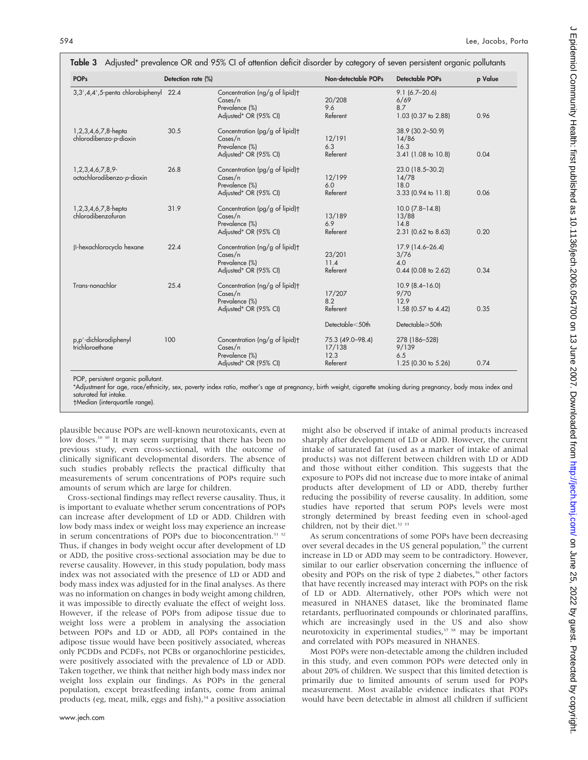**Table 3** Adjusted* prevalence OR and 95% CI of attention deficit disorder by category of seven persistent organic pollutants

| POPs | Detection rate (%) | | Non-detectable POPs | Detectable POPs | p Value |
|---|---|---|---|---|---|
| 3,3′,4,4′,5-penta chlorobiphenyl | 22.4 | Concentration (ng/g of lipid)† | | 9.1 (6.7–20.6) | |
| | | Cases/n | 20/208 | 6/69 | |
| | | Prevalence (%) | 9.6 | 8.7 | |
| | | Adjusted* OR (95% CI) | Referent | 1.03 (0.37 to 2.88) | 0.96 |
| 1,2,3,4,6,7,8-hepta chlorodibenzo-*p*-dioxin | 30.5 | Concentration (pg/g of lipid)† | | 38.9 (30.2–50.9) | |
| | | Cases/n | 12/191 | 14/86 | |
| | | Prevalence (%) | 6.3 | 16.3 | |
| | | Adjusted* OR (95% CI) | Referent | 3.41 (1.08 to 10.8) | 0.04 |
| 1,2,3,4,6,7,8,9-octachlorodibenzo-*p*-dioxin | 26.8 | Concentration (pg/g of lipid)† | | 23.0 (18.5–30.2) | |
| | | Cases/n | 12/199 | 14/78 | |
| | | Prevalence (%) | 6.0 | 18.0 | |
| | | Adjusted* OR (95% CI) | Referent | 3.33 (0.94 to 11.8) | 0.06 |
| 1,2,3,4,6,7,8-hepta chlorodibenzofuran | 31.9 | Concentration (pg/g of lipid)† | | 10.0 (7.8–14.8) | |
| | | Cases/n | 13/189 | 13/88 | |
| | | Prevalence (%) | 6.9 | 14.8 | |
| | | Adjusted* OR (95% CI) | Referent | 2.31 (0.62 to 8.63) | 0.20 |
| β-hexachlorocyclo hexane | 22.4 | Concentration (ng/g of lipid)† | | 17.9 (14.6–26.4) | |
| | | Cases/n | 23/201 | 3/76 | |
| | | Prevalence (%) | 11.4 | 4.0 | |
| | | Adjusted* OR (95% CI) | Referent | 0.44 (0.08 to 2.62) | 0.34 |
| Trans-nonachlor | 25.4 | Concentration (ng/g of lipid)† | | 10.9 (8.4–16.0) | |
| | | Cases/n | 17/207 | 9/70 | |
| | | Prevalence (%) | 8.2 | 12.9 | |
| | | Adjusted* OR (95% CI) | Referent | 1.58 (0.57 to 4.42) | 0.35 |
| | | | Detectable<50th | Detectable≥50th | |
| p,p′-dichlorodiphenyl trichloroethane | 100 | Concentration (ng/g of lipid)† | 75.3 (49.0–98.4) | 278 (186–528) | |
| | | Cases/n | 17/138 | 9/139 | |
| | | Prevalence (%) | 12.3 | 6.5 | |
| | | Adjusted* OR (95% CI) | Referent | 1.25 (0.30 to 5.26) | 0.74 |

POP, persistent organic pollutant.
*Adjustment for age, race/ethnicity, sex, poverty index ratio, mother's age at pregnancy, birth weight, cigarette smoking during pregnancy, body mass index and saturated fat intake.
†Median (interquartile range).

plausible because POPs are well-known neurotoxicants, even at low doses.[10 30] It may seem surprising that there has been no previous study, even cross-sectional, with the outcome of clinically significant developmental disorders. The absence of such studies probably reflects the practical difficulty that measurements of serum concentrations of POPs require such amounts of serum which are large for children.

Cross-sectional findings may reflect reverse causality. Thus, it is important to evaluate whether serum concentrations of POPs can increase after development of LD or ADD. Children with low body mass index or weight loss may experience an increase in serum concentrations of POPs due to bioconcentration.[31 32] Thus, if changes in body weight occur after development of LD or ADD, the positive cross-sectional association may be due to reverse causality. However, in this study population, body mass index was not associated with the presence of LD or ADD and body mass index was adjusted for in the final analyses. As there was no information on changes in body weight among children, it was impossible to directly evaluate the effect of weight loss. However, if the release of POPs from adipose tissue due to weight loss were a problem in analysing the association between POPs and LD or ADD, all POPs contained in the adipose tissue would have been positively associated, whereas only PCDDs and PCDFs, not PCBs or organochlorine pesticides, were positively associated with the prevalence of LD or ADD. Taken together, we think that neither high body mass index nor weight loss explain our findings. As POPs in the general population, except breastfeeding infants, come from animal products (eg, meat, milk, eggs and fish),[34] a positive association might also be observed if intake of animal products increased sharply after development of LD or ADD. However, the current intake of saturated fat (used as a marker of intake of animal products) was not different between children with LD or ADD and those without either condition. This suggests that the exposure to POPs did not increase due to more intake of animal products after development of LD or ADD, thereby further reducing the possibility of reverse causality. In addition, some studies have reported that serum POPs levels were most strongly determined by breast feeding even in school-aged children, not by their diet.[32 33]

As serum concentrations of some POPs have been decreasing over several decades in the US general population,[35] the current increase in LD or ADD may seem to be contradictory. However, similar to our earlier observation concerning the influence of obesity and POPs on the risk of type 2 diabetes,[36] other factors that have recently increased may interact with POPs on the risk of LD or ADD. Alternatively, other POPs which were not measured in NHANES dataset, like the brominated flame retardants, perfluorinated compounds or chlorinated paraffins, which are increasingly used in the US and also show neurotoxicity in experimental studies,[37 38] may be important and correlated with POPs measured in NHANES.

Most POPs were non-detectable among the children included in this study, and even common POPs were detected only in about 20% of children. We suspect that this limited detection is primarily due to limited amounts of serum used for POPs measurement. Most available evidence indicates that POPs would have been detectable in almost all children if sufficient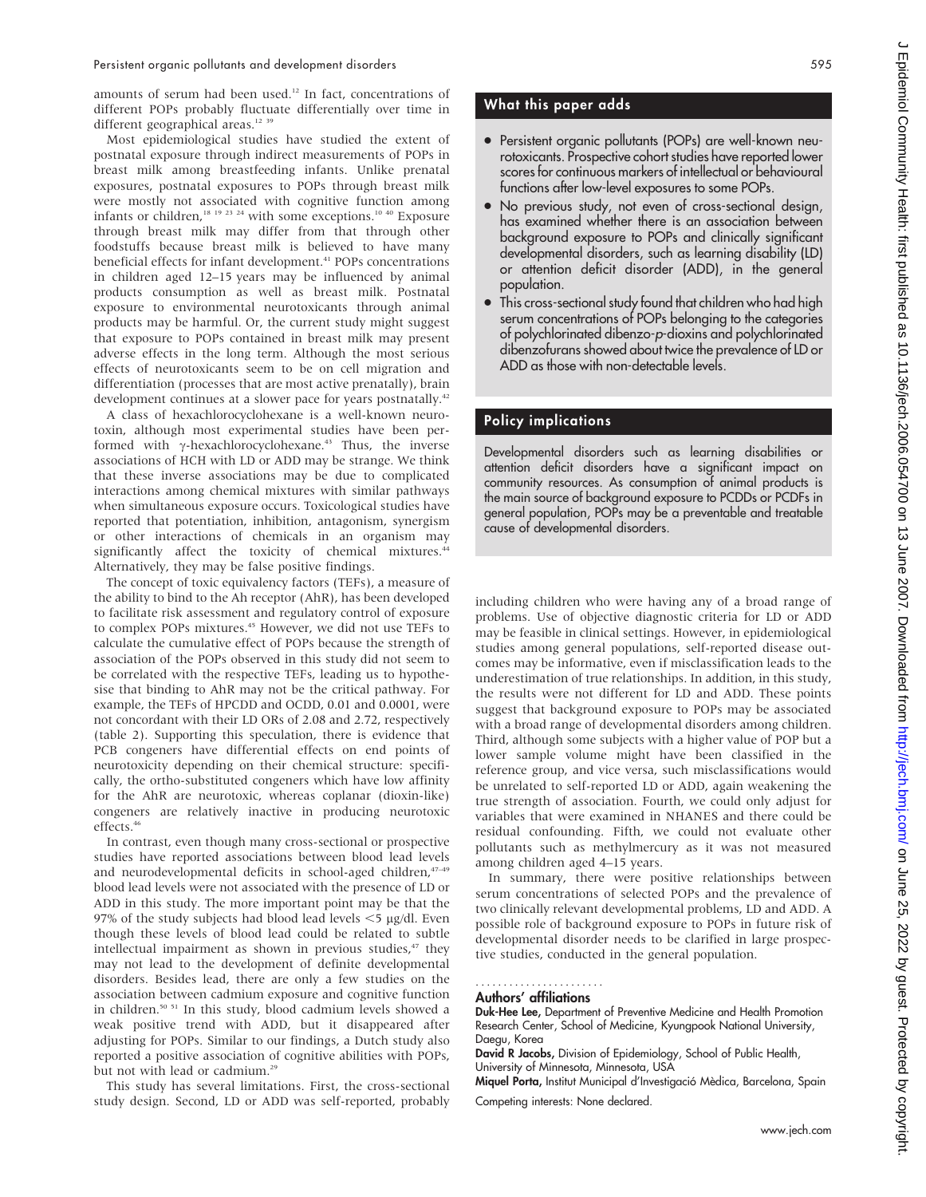amounts of serum had been used.[12] In fact, concentrations of different POPs probably fluctuate differentially over time in different geographical areas.[12 39]

Most epidemiological studies have studied the extent of postnatal exposure through indirect measurements of POPs in breast milk among breastfeeding infants. Unlike prenatal exposures, postnatal exposures to POPs through breast milk were mostly not associated with cognitive function among infants or children,[18 19 23 24] with some exceptions.[10 40] Exposure through breast milk may differ from that through other foodstuffs because breast milk is believed to have many beneficial effects for infant development.[41] POPs concentrations in children aged 12–15 years may be influenced by animal products consumption as well as breast milk. Postnatal exposure to environmental neurotoxicants through animal products may be harmful. Or, the current study might suggest that exposure to POPs contained in breast milk may present adverse effects in the long term. Although the most serious effects of neurotoxicants seem to be on cell migration and differentiation (processes that are most active prenatally), brain development continues at a slower pace for years postnatally.[42]

A class of hexachlorocyclohexane is a well-known neurotoxin, although most experimental studies have been performed with γ-hexachlorocyclohexane.[43] Thus, the inverse associations of HCH with LD or ADD may be strange. We think that these inverse associations may be due to complicated interactions among chemical mixtures with similar pathways when simultaneous exposure occurs. Toxicological studies have reported that potentiation, inhibition, antagonism, synergism or other interactions of chemicals in an organism may significantly affect the toxicity of chemical mixtures.[44] Alternatively, they may be false positive findings.

The concept of toxic equivalency factors (TEFs), a measure of the ability to bind to the Ah receptor (AhR), has been developed to facilitate risk assessment and regulatory control of exposure to complex POPs mixtures.[45] However, we did not use TEFs to calculate the cumulative effect of POPs because the strength of association of the POPs observed in this study did not seem to be correlated with the respective TEFs, leading us to hypothesise that binding to AhR may not be the critical pathway. For example, the TEFs of HPCDD and OCDD, 0.01 and 0.0001, were not concordant with their LD ORs of 2.08 and 2.72, respectively (table 2). Supporting this speculation, there is evidence that PCB congeners have differential effects on end points of neurotoxicity depending on their chemical structure: specifically, the ortho-substituted congeners which have low affinity for the AhR are neurotoxic, whereas coplanar (dioxin-like) congeners are relatively inactive in producing neurotoxic effects.[46]

In contrast, even though many cross-sectional or prospective studies have reported associations between blood lead levels and neurodevelopmental deficits in school-aged children,[47–49] blood lead levels were not associated with the presence of LD or ADD in this study. The more important point may be that the 97% of the study subjects had blood lead levels <5 μg/dl. Even though these levels of blood lead could be related to subtle intellectual impairment as shown in previous studies,[47] they may not lead to the development of definite developmental disorders. Besides lead, there are only a few studies on the association between cadmium exposure and cognitive function in children.[50 51] In this study, blood cadmium levels showed a weak positive trend with ADD, but it disappeared after adjusting for POPs. Similar to our findings, a Dutch study also reported a positive association of cognitive abilities with POPs, but not with lead or cadmium.[29]

This study has several limitations. First, the cross-sectional study design. Second, LD or ADD was self-reported, probably including children who were having any of a broad range of problems. Use of objective diagnostic criteria for LD or ADD may be feasible in clinical settings. However, in epidemiological studies among general populations, self-reported disease outcomes may be informative, even if misclassification leads to the underestimation of true relationships. In addition, in this study, the results were not different for LD and ADD. These points suggest that background exposure to POPs may be associated with a broad range of developmental disorders among children. Third, although some subjects with a higher value of POP but a lower sample volume might have been classified in the reference group, and vice versa, such misclassifications would be unrelated to self-reported LD or ADD, again weakening the true strength of association. Fourth, we could only adjust for variables that were examined in NHANES and there could be residual confounding. Fifth, we could not evaluate other pollutants such as methylmercury as it was not measured among children aged 4–15 years.

In summary, there were positive relationships between serum concentrations of selected POPs and the prevalence of two clinically relevant developmental problems, LD and ADD. A possible role of background exposure to POPs in future risk of developmental disorder needs to be clarified in large prospective studies, conducted in the general population.

## What this paper adds

- Persistent organic pollutants (POPs) are well-known neurotoxicants. Prospective cohort studies have reported lower scores for continuous markers of intellectual or behavioural functions after low-level exposures to some POPs.
- No previous study, not even of cross-sectional design, has examined whether there is an association between background exposure to POPs and clinically significant developmental disorders, such as learning disability (LD) or attention deficit disorder (ADD), in the general population.
- This cross-sectional study found that children who had high serum concentrations of POPs belonging to the categories of polychlorinated dibenzo-*p*-dioxins and polychlorinated dibenzofurans showed about twice the prevalence of LD or ADD as those with non-detectable levels.

## Policy implications

Developmental disorders such as learning disabilities or attention deficit disorders have a significant impact on community resources. As consumption of animal products is the main source of background exposure to PCDDs or PCDFs in general population, POPs may be a preventable and treatable cause of developmental disorders.

### Authors' affiliations

**Duk-Hee Lee,** Department of Preventive Medicine and Health Promotion Research Center, School of Medicine, Kyungpook National University, Daegu, Korea

**David R Jacobs,** Division of Epidemiology, School of Public Health, University of Minnesota, Minnesota, USA

**Miquel Porta,** Institut Municipal d'Investigació Mèdica, Barcelona, Spain

Competing interests: None declared.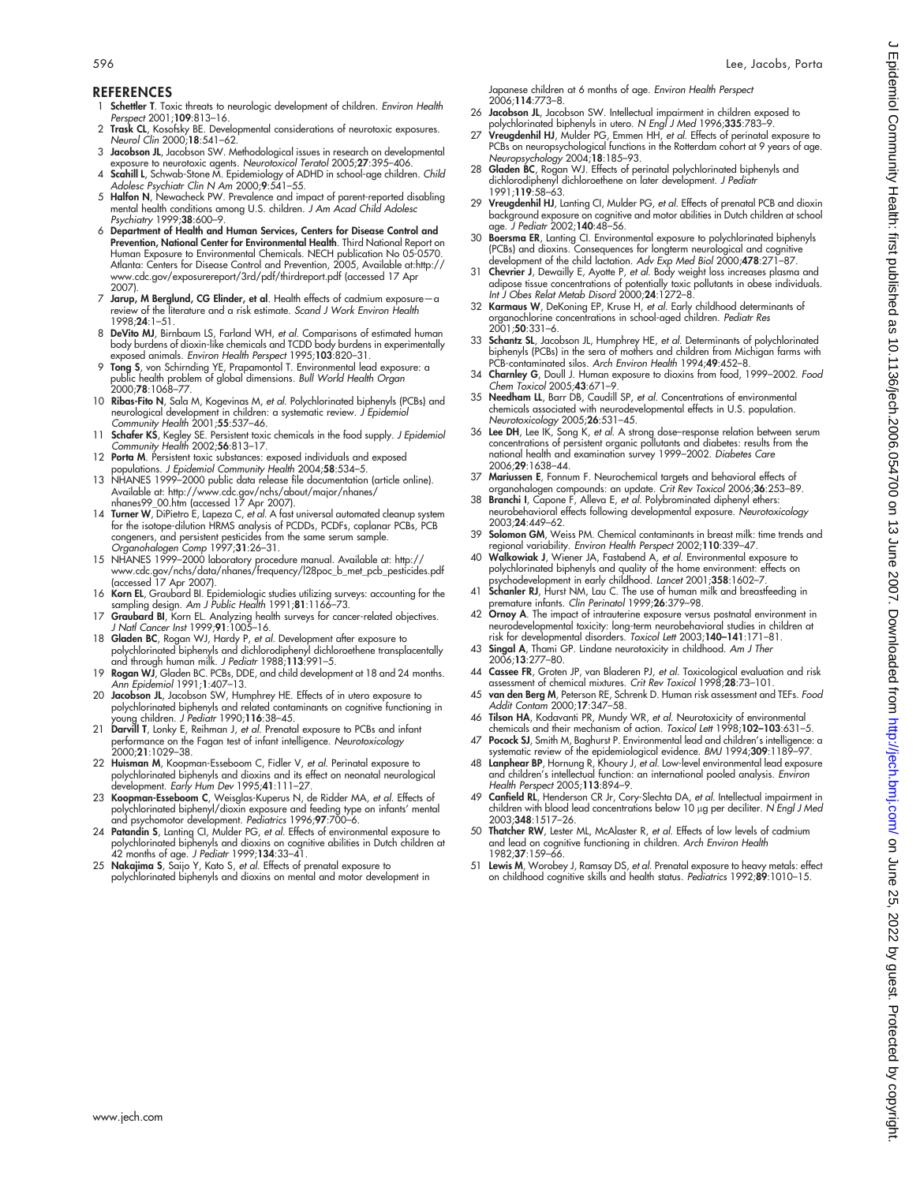## REFERENCES

1. **Schettler T**. Toxic threats to neurologic development of children. *Environ Health Perspect* 2001;**109**:813–16.
2. **Trask CL**, Kosofsky BE. Developmental considerations of neurotoxic exposures. *Neurol Clin* 2000;**18**:541–62.
3. **Jacobson JL**, Jacobson SW. Methodological issues in research on developmental exposure to neurotoxic agents. *Neurotoxicol Teratol* 2005;**27**:395–406.
4. **Scahill L**, Schwab-Stone M. Epidemiology of ADHD in school-age children. *Child Adolesc Psychiatr Clin N Am* 2000;**9**:541–55.
5. **Halfon N**, Newacheck PW. Prevalence and impact of parent-reported disabling mental health conditions among U.S. children. *J Am Acad Child Adolesc Psychiatry* 1999;**38**:600–9.
6. **Department of Health and Human Services, Centers for Disease Control and Prevention, National Center for Environmental Health**. Third National Report on Human Exposure to Environmental Chemicals. NECH publication No 05-0570. Atlanta: Centers for Disease Control and Prevention, 2005, Available at:http://www.cdc.gov/exposurereport/3rd/pdf/thirdreport.pdf (accessed 17 Apr 2007).
7. **Jarup, M Berglund, CG Elinder, et al**. Health effects of cadmium exposure—a review of the literature and a risk estimate. *Scand J Work Environ Health* 1998;**24**:1–51.
8. **DeVito MJ**, Birnbaum LS, Farland WH, *et al*. Comparisons of estimated human body burdens of dioxin-like chemicals and TCDD body burdens in experimentally exposed animals. *Environ Health Perspect* 1995;**103**:820–31.
9. **Tong S**, von Schirnding YE, Prapamontol T. Environmental lead exposure: a public health problem of global dimensions. *Bull World Health Organ* 2000;**78**:1068–77.
10. **Ribas-Fito N**, Sala M, Kogevinas M, *et al*. Polychlorinated biphenyls (PCBs) and neurological development in children: a systematic review. *J Epidemiol Community Health* 2001;**55**:537–46.
11. **Schafer KS**, Kegley SE. Persistent toxic chemicals in the food supply. *J Epidemiol Community Health* 2002;**56**:813–17.
12. **Porta M**. Persistent toxic substances: exposed individuals and exposed populations. *J Epidemiol Community Health* 2004;**58**:534–5.
13. NHANES 1999–2000 public data release file documentation (article online). Available at: http://www.cdc.gov/nchs/about/major/nhanes/nhanes99_00.htm (accessed 17 Apr 2007).
14. **Turner W**, DiPietro E, Lapeza C, *et al*. A fast universal automated cleanup system for the isotope-dilution HRMS analysis of PCDDs, PCDFs, coplanar PCBs, PCB congeners, and persistent pesticides from the same serum sample. *Organohalogen Comp* 1997;**31**:26–31.
15. NHANES 1999–2000 laboratory procedure manual. Available at: http://www.cdc.gov/nchs/data/nhanes/frequency/l28poc_b_met_pcb_pesticides.pdf (accessed 17 Apr 2007).
16. **Korn EL**, Graubard BI. Epidemiologic studies utilizing surveys: accounting for the sampling design. *Am J Public Health* 1991;**81**:1166–73.
17. **Graubard BI**, Korn EL. Analyzing health surveys for cancer-related objectives. *J Natl Cancer Inst* 1999;**91**:1005–16.
18. **Gladen BC**, Rogan WJ, Hardy P, *et al*. Development after exposure to polychlorinated biphenyls and dichlorodiphenyl dichloroethene transplacentally and through human milk. *J Pediatr* 1988;**113**:991–5.
19. **Rogan WJ**, Gladen BC. PCBs, DDE, and child development at 18 and 24 months. *Ann Epidemiol* 1991;**1**:407–13.
20. **Jacobson JL**, Jacobson SW, Humphrey HE. Effects of in utero exposure to polychlorinated biphenyls and related contaminants on cognitive functioning in young children. *J Pediatr* 1990;**116**:38–45.
21. **Darvill T**, Lonky E, Reihman J, *et al*. Prenatal exposure to PCBs and infant performance on the Fagan test of infant intelligence. *Neurotoxicology* 2000;**21**:1029–38.
22. **Huisman M**, Koopman-Esseboom C, Fidler V, *et al*. Perinatal exposure to polychlorinated biphenyls and dioxins and its effect on neonatal neurological development. *Early Hum Dev* 1995;**41**:111–27.
23. **Koopman-Esseboom C**, Weisglas-Kuperus N, de Ridder MA, *et al*. Effects of polychlorinated biphenyl/dioxin exposure and feeding type on infants' mental and psychomotor development. *Pediatrics* 1996;**97**:700–6.
24. **Patandin S**, Lanting CI, Mulder PG, *et al*. Effects of environmental exposure to polychlorinated biphenyls and dioxins on cognitive abilities in Dutch children at 42 months of age. *J Pediatr* 1999;**134**:33–41.
25. **Nakajima S**, Saijo Y, Kato S, *et al*. Effects of prenatal exposure to polychlorinated biphenyls and dioxins on mental and motor development in Japanese children at 6 months of age. *Environ Health Perspect* 2006;**114**:773–8.
26. **Jacobson JL**, Jacobson SW. Intellectual impairment in children exposed to polychlorinated biphenyls in utero. *N Engl J Med* 1996;**335**:783–9.
27. **Vreugdenhil HJ**, Mulder PG, Emmen HH, *et al*. Effects of perinatal exposure to PCBs on neuropsychological functions in the Rotterdam cohort at 9 years of age. *Neuropsychology* 2004;**18**:185–93.
28. **Gladen BC**, Rogan WJ. Effects of perinatal polychlorinated biphenyls and dichlorodiphenyl dichloroethene on later development. *J Pediatr* 1991;**119**:58–63.
29. **Vreugdenhil HJ**, Lanting CI, Mulder PG, *et al*. Effects of prenatal PCB and dioxin background exposure on cognitive and motor abilities in Dutch children at school age. *J Pediatr* 2002;**140**:48–56.
30. **Boersma ER**, Lanting CI. Environmental exposure to polychlorinated biphenyls (PCBs) and dioxins. Consequences for longterm neurological and cognitive development of the child lactation. *Adv Exp Med Biol* 2000;**478**:271–87.
31. **Chevrier J**, Dewailly E, Ayotte P, *et al*. Body weight loss increases plasma and adipose tissue concentrations of potentially toxic pollutants in obese individuals. *Int J Obes Relat Metab Disord* 2000;**24**:1272–8.
32. **Karmaus W**, DeKoning EP, Kruse H, *et al*. Early childhood determinants of organochlorine concentrations in school-aged children. *Pediatr Res* 2001;**50**:331–6.
33. **Schantz SL**, Jacobson JL, Humphrey HE, *et al*. Determinants of polychlorinated biphenyls (PCBs) in the sera of mothers and children from Michigan farms with PCB-contaminated silos. *Arch Environ Health* 1994;**49**:452–8.
34. **Charnley G**, Doull J. Human exposure to dioxins from food, 1999–2002. *Food Chem Toxicol* 2005;**43**:671–9.
35. **Needham LL**, Barr DB, Caudill SP, *et al*. Concentrations of environmental chemicals associated with neurodevelopmental effects in U.S. population. *Neurotoxicology* 2005;**26**:531–45.
36. **Lee DH**, Lee IK, Song K, *et al*. A strong dose–response relation between serum concentrations of persistent organic pollutants and diabetes: results from the national health and examination survey 1999–2002. *Diabetes Care* 2006;**29**:1638–44.
37. **Mariussen E**, Fonnum F. Neurochemical targets and behavioral effects of organohalogen compounds: an update. *Crit Rev Toxicol* 2006;**36**:253–89.
38. **Branchi I**, Capone F, Alleva E, *et al*. Polybrominated diphenyl ethers: neurobehavioral effects following developmental exposure. *Neurotoxicology* 2003;**24**:449–62.
39. **Solomon GM**, Weiss PM. Chemical contaminants in breast milk: time trends and regional variability. *Environ Health Perspect* 2002;**110**:339–47.
40. **Walkowiak J**, Wiener JA, Fastabend A, *et al*. Environmental exposure to polychlorinated biphenyls and quality of the home environment: effects on psychodevelopment in early childhood. *Lancet* 2001;**358**:1602–7.
41. **Schanler RJ**, Hurst NM, Lau C. The use of human milk and breastfeeding in premature infants. *Clin Perinatol* 1999;**26**:379–98.
42. **Ornoy A**. The impact of intrauterine exposure versus postnatal environment in neurodevelopmental toxicity: long-term neurobehavioral studies in children at risk for developmental disorders. *Toxicol Lett* 2003;**140–141**:171–81.
43. **Singal A**, Thami GP. Lindane neurotoxicity in childhood. *Am J Ther* 2006;**13**:277–80.
44. **Cassee FR**, Groten JP, van Bladeren PJ, *et al*. Toxicological evaluation and risk assessment of chemical mixtures. *Crit Rev Toxicol* 1998;**28**:73–101.
45. **van den Berg M**, Peterson RE, Schrenk D. Human risk assessment and TEFs. *Food Addit Contam* 2000;**17**:347–58.
46. **Tilson HA**, Kodavanti PR, Mundy WR, *et al*. Neurotoxicity of environmental chemicals and their mechanism of action. *Toxicol Lett* 1998;**102–103**:631–5.
47. **Pocock SJ**, Smith M, Baghurst P. Environmental lead and children's intelligence: a systematic review of the epidemiological evidence. *BMJ* 1994;**309**:1189–97.
48. **Lanphear BP**, Hornung R, Khoury J, *et al*. Low-level environmental lead exposure and children's intellectual function: an international pooled analysis. *Environ Health Perspect* 2005;**113**:894–9.
49. **Canfield RL**, Henderson CR Jr, Cory-Slechta DA, *et al*. Intellectual impairment in children with blood lead concentrations below 10 µg per deciliter. *N Engl J Med* 2003;**348**:1517–26.
50. **Thatcher RW**, Lester ML, McAlaster R, *et al*. Effects of low levels of cadmium and lead on cognitive functioning in children. *Arch Environ Health* 1982;**37**:159–66.
51. **Lewis M**, Worobey J, Ramsay DS, *et al*. Prenatal exposure to heavy metals: effect on childhood cognitive skills and health status. *Pediatrics* 1992;**89**:1010–15.